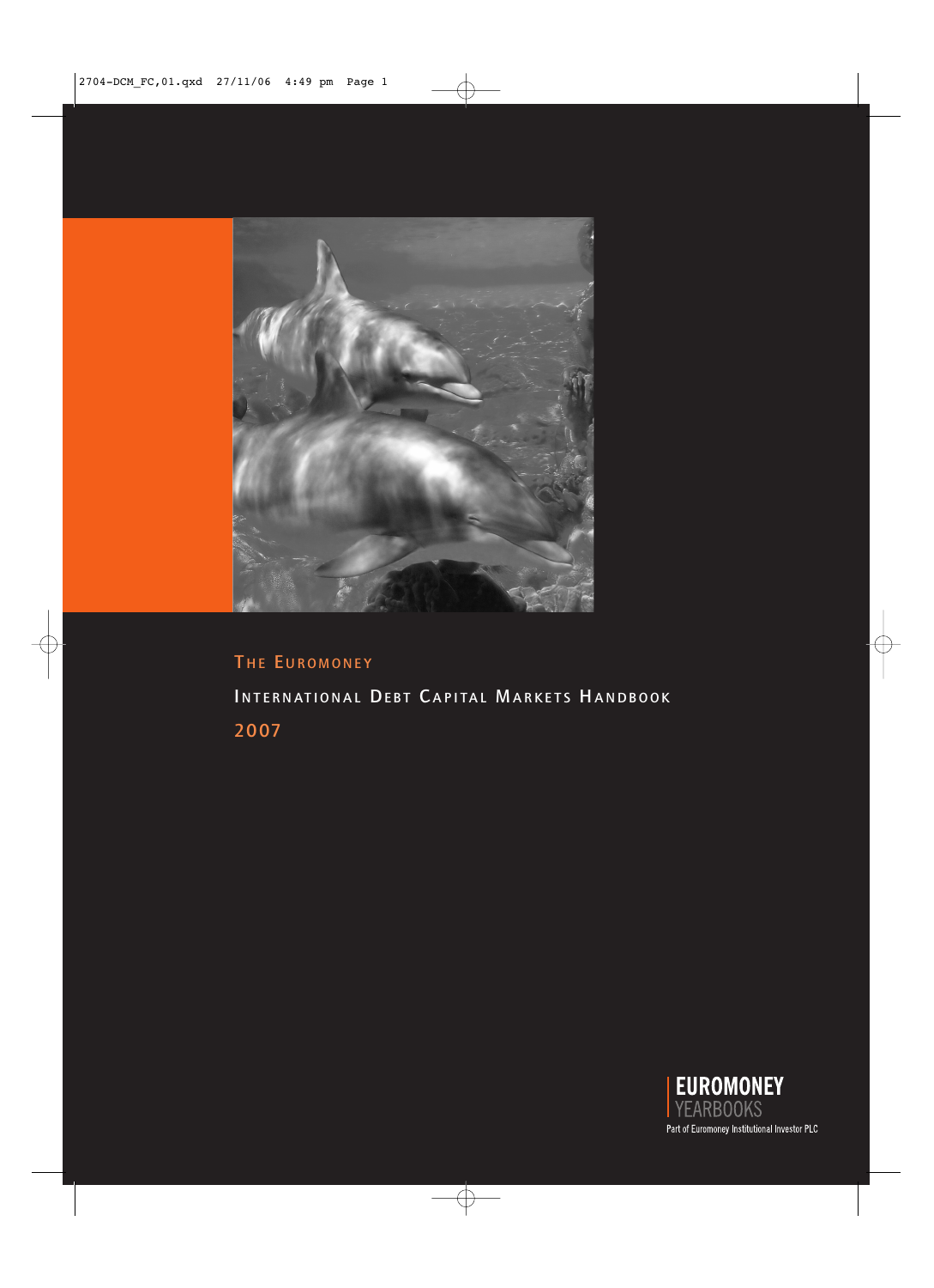# The Euromoney

## International Debt Capital Markets Handbook

## 2007

EUROMONEY
YEARBOOKS
Part of Euromoney Institutional Investor PLC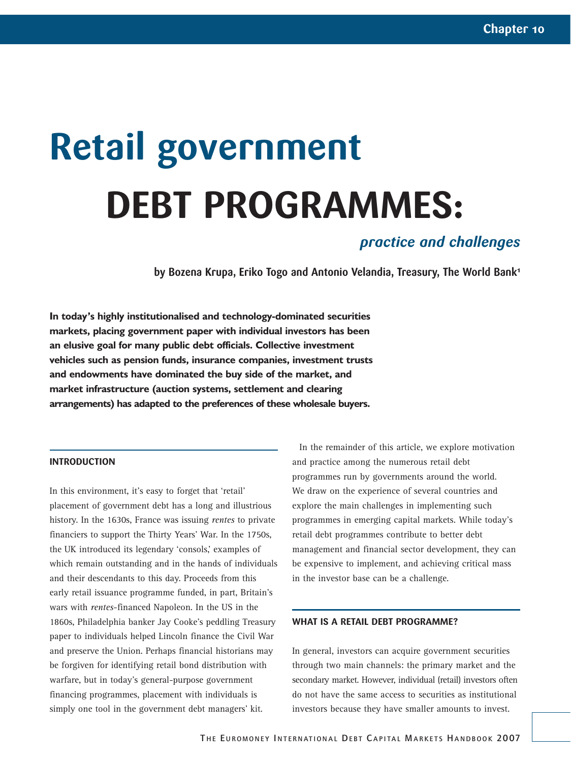# Retail government DEBT PROGRAMMES:

### *practice and challenges*

**by Bozena Krupa, Eriko Togo and Antonio Velandia, Treasury, The World Bank**[1]

**In today's highly institutionalised and technology-dominated securities markets, placing government paper with individual investors has been an elusive goal for many public debt officials. Collective investment vehicles such as pension funds, insurance companies, investment trusts and endowments have dominated the buy side of the market, and market infrastructure (auction systems, settlement and clearing arrangements) has adapted to the preferences of these wholesale buyers.**

## INTRODUCTION

In this environment, it's easy to forget that 'retail' placement of government debt has a long and illustrious history. In the 1630s, France was issuing *rentes* to private financiers to support the Thirty Years' War. In the 1750s, the UK introduced its legendary 'consols,' examples of which remain outstanding and in the hands of individuals and their descendants to this day. Proceeds from this early retail issuance programme funded, in part, Britain's wars with *rentes*-financed Napoleon. In the US in the 1860s, Philadelphia banker Jay Cooke's peddling Treasury paper to individuals helped Lincoln finance the Civil War and preserve the Union. Perhaps financial historians may be forgiven for identifying retail bond distribution with warfare, but in today's general-purpose government financing programmes, placement with individuals is simply one tool in the government debt managers' kit.

In the remainder of this article, we explore motivation and practice among the numerous retail debt programmes run by governments around the world. We draw on the experience of several countries and explore the main challenges in implementing such programmes in emerging capital markets. While today's retail debt programmes contribute to better debt management and financial sector development, they can be expensive to implement, and achieving critical mass in the investor base can be a challenge.

## WHAT IS A RETAIL DEBT PROGRAMME?

In general, investors can acquire government securities through two main channels: the primary market and the secondary market. However, individual (retail) investors often do not have the same access to securities as institutional investors because they have smaller amounts to invest.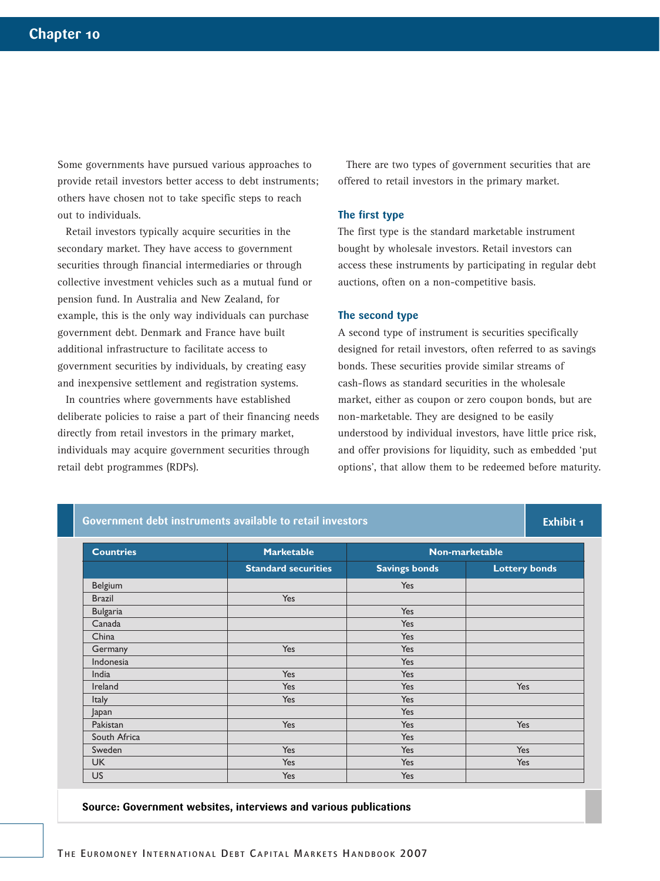Some governments have pursued various approaches to provide retail investors better access to debt instruments; others have chosen not to take specific steps to reach out to individuals.

Retail investors typically acquire securities in the secondary market. They have access to government securities through financial intermediaries or through collective investment vehicles such as a mutual fund or pension fund. In Australia and New Zealand, for example, this is the only way individuals can purchase government debt. Denmark and France have built additional infrastructure to facilitate access to government securities by individuals, by creating easy and inexpensive settlement and registration systems.

In countries where governments have established deliberate policies to raise a part of their financing needs directly from retail investors in the primary market, individuals may acquire government securities through retail debt programmes (RDPs).

There are two types of government securities that are offered to retail investors in the primary market.

### The first type

The first type is the standard marketable instrument bought by wholesale investors. Retail investors can access these instruments by participating in regular debt auctions, often on a non-competitive basis.

### The second type

A second type of instrument is securities specifically designed for retail investors, often referred to as savings bonds. These securities provide similar streams of cash-flows as standard securities in the wholesale market, either as coupon or zero coupon bonds, but are non-marketable. They are designed to be easily understood by individual investors, have little price risk, and offer provisions for liquidity, such as embedded 'put options', that allow them to be redeemed before maturity.

**Government debt instruments available to retail investors** — Exhibit 1

| Countries | Marketable | Non-marketable | |
|---|---|---|---|
| | Standard securities | Savings bonds | Lottery bonds |
| Belgium | | Yes | |
| Brazil | Yes | | |
| Bulgaria | | Yes | |
| Canada | | Yes | |
| China | | Yes | |
| Germany | Yes | Yes | |
| Indonesia | | Yes | |
| India | Yes | Yes | |
| Ireland | Yes | Yes | Yes |
| Italy | Yes | Yes | |
| Japan | | Yes | |
| Pakistan | Yes | Yes | Yes |
| South Africa | | Yes | |
| Sweden | Yes | Yes | Yes |
| UK | Yes | Yes | Yes |
| US | Yes | Yes | |

**Source: Government websites, interviews and various publications**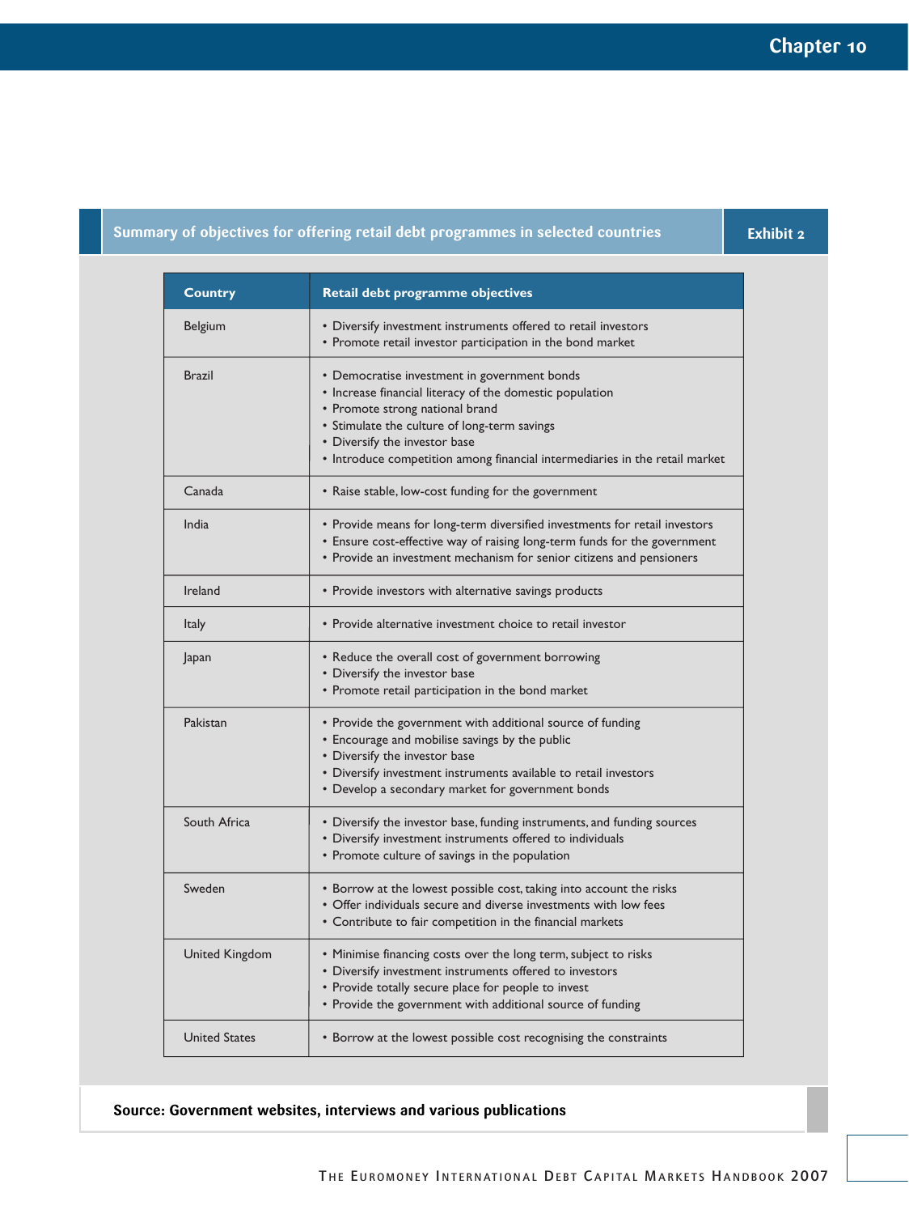**Summary of objectives for offering retail debt programmes in selected countries** — **Exhibit 2**

| Country | Retail debt programme objectives |
|---|---|
| Belgium | • Diversify investment instruments offered to retail investors<br>• Promote retail investor participation in the bond market |
| Brazil | • Democratise investment in government bonds<br>• Increase financial literacy of the domestic population<br>• Promote strong national brand<br>• Stimulate the culture of long-term savings<br>• Diversify the investor base<br>• Introduce competition among financial intermediaries in the retail market |
| Canada | • Raise stable, low-cost funding for the government |
| India | • Provide means for long-term diversified investments for retail investors<br>• Ensure cost-effective way of raising long-term funds for the government<br>• Provide an investment mechanism for senior citizens and pensioners |
| Ireland | • Provide investors with alternative savings products |
| Italy | • Provide alternative investment choice to retail investor |
| Japan | • Reduce the overall cost of government borrowing<br>• Diversify the investor base<br>• Promote retail participation in the bond market |
| Pakistan | • Provide the government with additional source of funding<br>• Encourage and mobilise savings by the public<br>• Diversify the investor base<br>• Diversify investment instruments available to retail investors<br>• Develop a secondary market for government bonds |
| South Africa | • Diversify the investor base, funding instruments, and funding sources<br>• Diversify investment instruments offered to individuals<br>• Promote culture of savings in the population |
| Sweden | • Borrow at the lowest possible cost, taking into account the risks<br>• Offer individuals secure and diverse investments with low fees<br>• Contribute to fair competition in the financial markets |
| United Kingdom | • Minimise financing costs over the long term, subject to risks<br>• Diversify investment instruments offered to investors<br>• Provide totally secure place for people to invest<br>• Provide the government with additional source of funding |
| United States | • Borrow at the lowest possible cost recognising the constraints |

**Source: Government websites, interviews and various publications**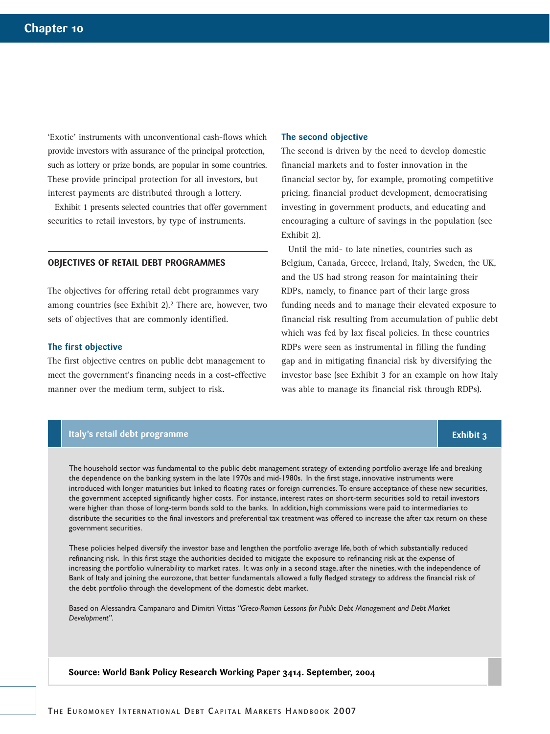'Exotic' instruments with unconventional cash-flows which provide investors with assurance of the principal protection, such as lottery or prize bonds, are popular in some countries. These provide principal protection for all investors, but interest payments are distributed through a lottery.

Exhibit 1 presents selected countries that offer government securities to retail investors, by type of instruments.

## OBJECTIVES OF RETAIL DEBT PROGRAMMES

The objectives for offering retail debt programmes vary among countries (see Exhibit 2).[2] There are, however, two sets of objectives that are commonly identified.

### The first objective

The first objective centres on public debt management to meet the government's financing needs in a cost-effective manner over the medium term, subject to risk.

### The second objective

The second is driven by the need to develop domestic financial markets and to foster innovation in the financial sector by, for example, promoting competitive pricing, financial product development, democratising investing in government products, and educating and encouraging a culture of savings in the population (see Exhibit 2).

Until the mid- to late nineties, countries such as Belgium, Canada, Greece, Ireland, Italy, Sweden, the UK, and the US had strong reason for maintaining their RDPs, namely, to finance part of their large gross funding needs and to manage their elevated exposure to financial risk resulting from accumulation of public debt which was fed by lax fiscal policies. In these countries RDPs were seen as instrumental in filling the funding gap and in mitigating financial risk by diversifying the investor base (see Exhibit 3 for an example on how Italy was able to manage its financial risk through RDPs).

### Italy's retail debt programme — Exhibit 3

The household sector was fundamental to the public debt management strategy of extending portfolio average life and breaking the dependence on the banking system in the late 1970s and mid-1980s. In the first stage, innovative instruments were introduced with longer maturities but linked to floating rates or foreign currencies. To ensure acceptance of these new securities, the government accepted significantly higher costs. For instance, interest rates on short-term securities sold to retail investors were higher than those of long-term bonds sold to the banks. In addition, high commissions were paid to intermediaries to distribute the securities to the final investors and preferential tax treatment was offered to increase the after tax return on these government securities.

These policies helped diversify the investor base and lengthen the portfolio average life, both of which substantially reduced refinancing risk. In this first stage the authorities decided to mitigate the exposure to refinancing risk at the expense of increasing the portfolio vulnerability to market rates. It was only in a second stage, after the nineties, with the independence of Bank of Italy and joining the eurozone, that better fundamentals allowed a fully fledged strategy to address the financial risk of the debt portfolio through the development of the domestic debt market.

Based on Alessandra Campanaro and Dimitri Vittas *"Greco-Roman Lessons for Public Debt Management and Debt Market Development"*.

**Source: World Bank Policy Research Working Paper 3414. September, 2004**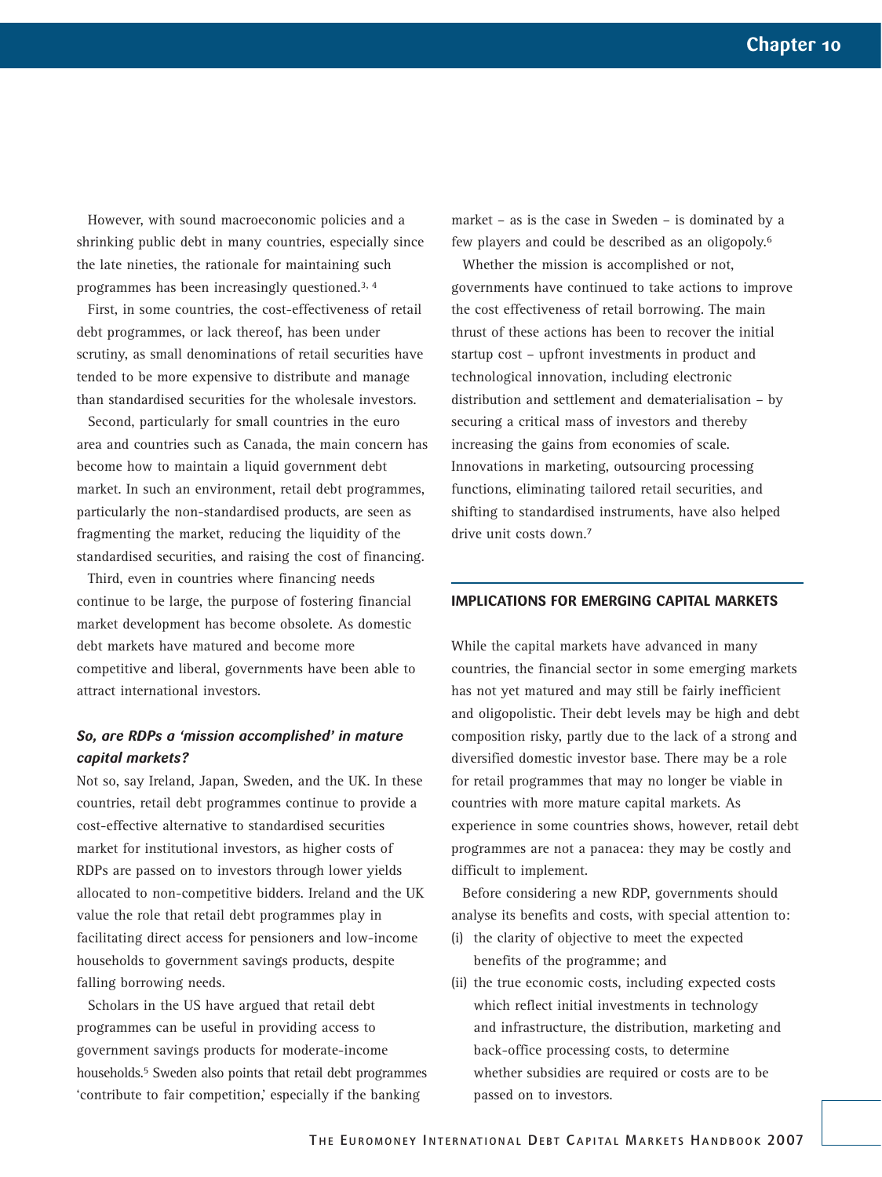However, with sound macroeconomic policies and a shrinking public debt in many countries, especially since the late nineties, the rationale for maintaining such programmes has been increasingly questioned.[3, 4]

First, in some countries, the cost-effectiveness of retail debt programmes, or lack thereof, has been under scrutiny, as small denominations of retail securities have tended to be more expensive to distribute and manage than standardised securities for the wholesale investors.

Second, particularly for small countries in the euro area and countries such as Canada, the main concern has become how to maintain a liquid government debt market. In such an environment, retail debt programmes, particularly the non-standardised products, are seen as fragmenting the market, reducing the liquidity of the standardised securities, and raising the cost of financing.

Third, even in countries where financing needs continue to be large, the purpose of fostering financial market development has become obsolete. As domestic debt markets have matured and become more competitive and liberal, governments have been able to attract international investors.

### *So, are RDPs a 'mission accomplished' in mature capital markets?*

Not so, say Ireland, Japan, Sweden, and the UK. In these countries, retail debt programmes continue to provide a cost-effective alternative to standardised securities market for institutional investors, as higher costs of RDPs are passed on to investors through lower yields allocated to non-competitive bidders. Ireland and the UK value the role that retail debt programmes play in facilitating direct access for pensioners and low-income households to government savings products, despite falling borrowing needs.

Scholars in the US have argued that retail debt programmes can be useful in providing access to government savings products for moderate-income households.[5] Sweden also points that retail debt programmes 'contribute to fair competition,' especially if the banking market – as is the case in Sweden – is dominated by a few players and could be described as an oligopoly.[6]

Whether the mission is accomplished or not, governments have continued to take actions to improve the cost effectiveness of retail borrowing. The main thrust of these actions has been to recover the initial startup cost – upfront investments in product and technological innovation, including electronic distribution and settlement and dematerialisation – by securing a critical mass of investors and thereby increasing the gains from economies of scale. Innovations in marketing, outsourcing processing functions, eliminating tailored retail securities, and shifting to standardised instruments, have also helped drive unit costs down.[7]

## IMPLICATIONS FOR EMERGING CAPITAL MARKETS

While the capital markets have advanced in many countries, the financial sector in some emerging markets has not yet matured and may still be fairly inefficient and oligopolistic. Their debt levels may be high and debt composition risky, partly due to the lack of a strong and diversified domestic investor base. There may be a role for retail programmes that may no longer be viable in countries with more mature capital markets. As experience in some countries shows, however, retail debt programmes are not a panacea: they may be costly and difficult to implement.

Before considering a new RDP, governments should analyse its benefits and costs, with special attention to:

(i) the clarity of objective to meet the expected benefits of the programme; and
(ii) the true economic costs, including expected costs which reflect initial investments in technology and infrastructure, the distribution, marketing and back-office processing costs, to determine whether subsidies are required or costs are to be passed on to investors.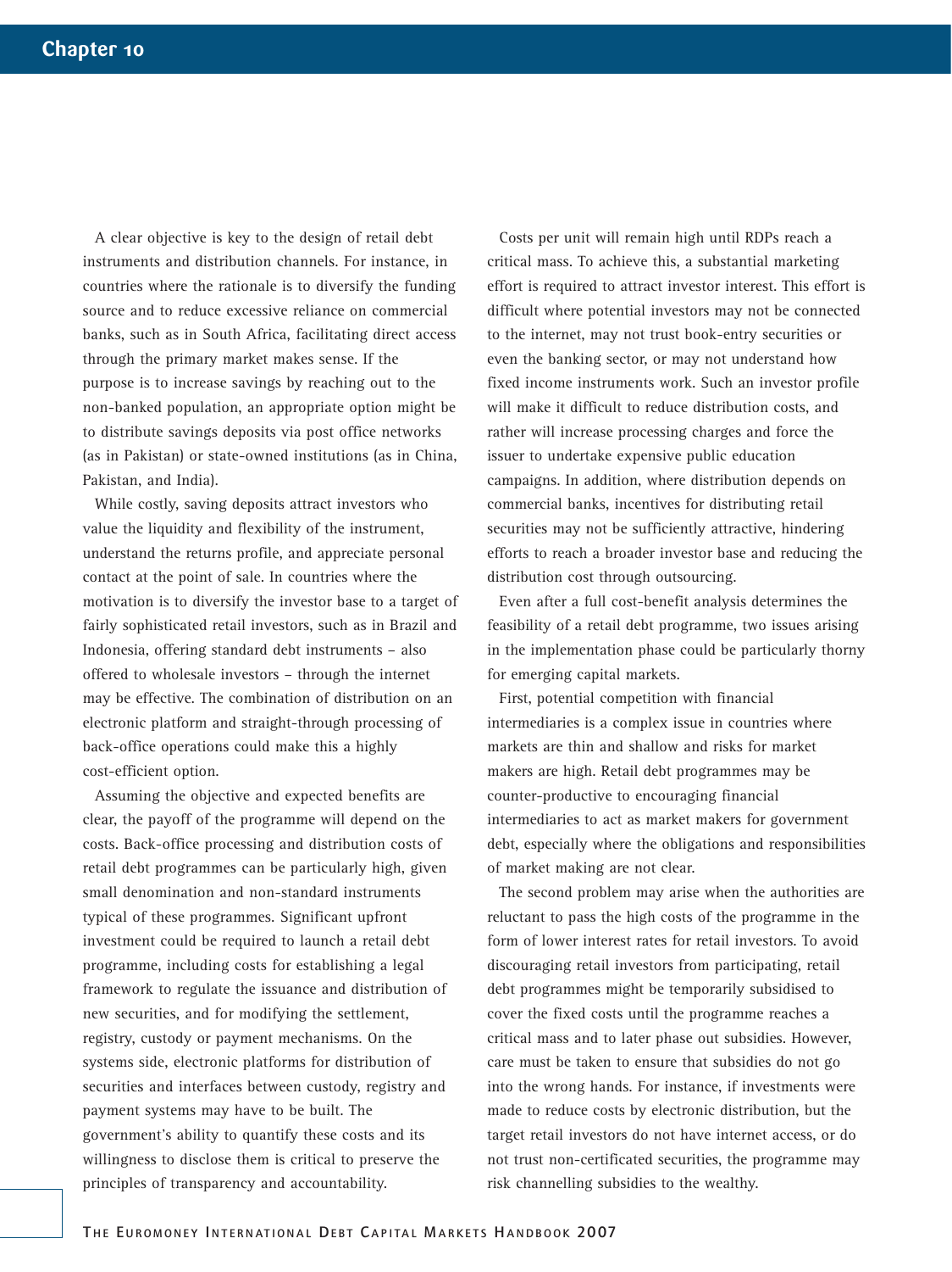A clear objective is key to the design of retail debt instruments and distribution channels. For instance, in countries where the rationale is to diversify the funding source and to reduce excessive reliance on commercial banks, such as in South Africa, facilitating direct access through the primary market makes sense. If the purpose is to increase savings by reaching out to the non-banked population, an appropriate option might be to distribute savings deposits via post office networks (as in Pakistan) or state-owned institutions (as in China, Pakistan, and India).

While costly, saving deposits attract investors who value the liquidity and flexibility of the instrument, understand the returns profile, and appreciate personal contact at the point of sale. In countries where the motivation is to diversify the investor base to a target of fairly sophisticated retail investors, such as in Brazil and Indonesia, offering standard debt instruments – also offered to wholesale investors – through the internet may be effective. The combination of distribution on an electronic platform and straight-through processing of back-office operations could make this a highly cost-efficient option.

Assuming the objective and expected benefits are clear, the payoff of the programme will depend on the costs. Back-office processing and distribution costs of retail debt programmes can be particularly high, given small denomination and non-standard instruments typical of these programmes. Significant upfront investment could be required to launch a retail debt programme, including costs for establishing a legal framework to regulate the issuance and distribution of new securities, and for modifying the settlement, registry, custody or payment mechanisms. On the systems side, electronic platforms for distribution of securities and interfaces between custody, registry and payment systems may have to be built. The government's ability to quantify these costs and its willingness to disclose them is critical to preserve the principles of transparency and accountability.

Costs per unit will remain high until RDPs reach a critical mass. To achieve this, a substantial marketing effort is required to attract investor interest. This effort is difficult where potential investors may not be connected to the internet, may not trust book-entry securities or even the banking sector, or may not understand how fixed income instruments work. Such an investor profile will make it difficult to reduce distribution costs, and rather will increase processing charges and force the issuer to undertake expensive public education campaigns. In addition, where distribution depends on commercial banks, incentives for distributing retail securities may not be sufficiently attractive, hindering efforts to reach a broader investor base and reducing the distribution cost through outsourcing.

Even after a full cost-benefit analysis determines the feasibility of a retail debt programme, two issues arising in the implementation phase could be particularly thorny for emerging capital markets.

First, potential competition with financial intermediaries is a complex issue in countries where markets are thin and shallow and risks for market makers are high. Retail debt programmes may be counter-productive to encouraging financial intermediaries to act as market makers for government debt, especially where the obligations and responsibilities of market making are not clear.

The second problem may arise when the authorities are reluctant to pass the high costs of the programme in the form of lower interest rates for retail investors. To avoid discouraging retail investors from participating, retail debt programmes might be temporarily subsidised to cover the fixed costs until the programme reaches a critical mass and to later phase out subsidies. However, care must be taken to ensure that subsidies do not go into the wrong hands. For instance, if investments were made to reduce costs by electronic distribution, but the target retail investors do not have internet access, or do not trust non-certificated securities, the programme may risk channelling subsidies to the wealthy.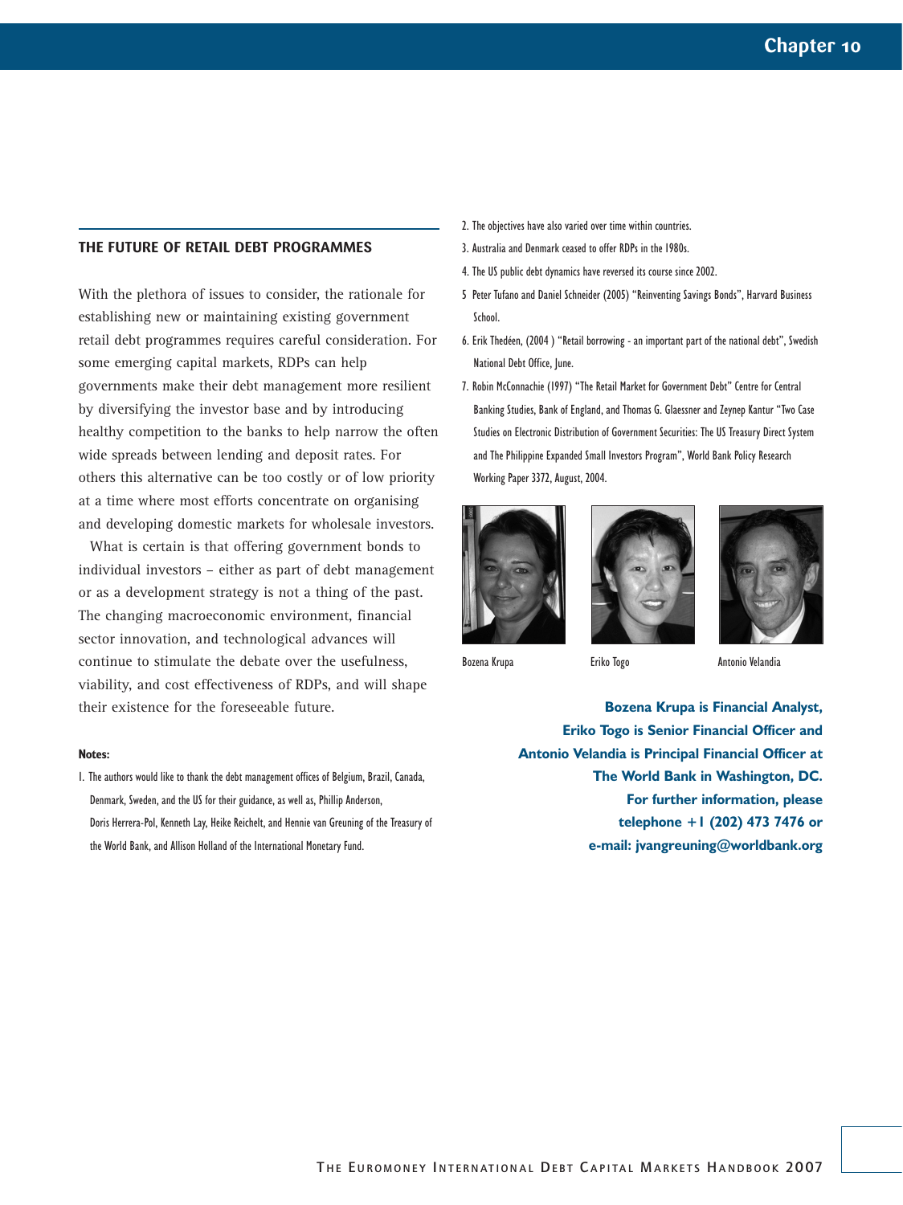## THE FUTURE OF RETAIL DEBT PROGRAMMES

With the plethora of issues to consider, the rationale for establishing new or maintaining existing government retail debt programmes requires careful consideration. For some emerging capital markets, RDPs can help governments make their debt management more resilient by diversifying the investor base and by introducing healthy competition to the banks to help narrow the often wide spreads between lending and deposit rates. For others this alternative can be too costly or of low priority at a time where most efforts concentrate on organising and developing domestic markets for wholesale investors.

What is certain is that offering government bonds to individual investors – either as part of debt management or as a development strategy is not a thing of the past. The changing macroeconomic environment, financial sector innovation, and technological advances will continue to stimulate the debate over the usefulness, viability, and cost effectiveness of RDPs, and will shape their existence for the foreseeable future.

**Notes:**

1. The authors would like to thank the debt management offices of Belgium, Brazil, Canada, Denmark, Sweden, and the US for their guidance, as well as, Phillip Anderson, Doris Herrera-Pol, Kenneth Lay, Heike Reichelt, and Hennie van Greuning of the Treasury of the World Bank, and Allison Holland of the International Monetary Fund.
2. The objectives have also varied over time within countries.
3. Australia and Denmark ceased to offer RDPs in the 1980s.
4. The US public debt dynamics have reversed its course since 2002.
5. Peter Tufano and Daniel Schneider (2005) "Reinventing Savings Bonds", Harvard Business School.
6. Erik Thedéen, (2004 ) "Retail borrowing - an important part of the national debt", Swedish National Debt Office, June.
7. Robin McConnachie (1997) "The Retail Market for Government Debt" Centre for Central Banking Studies, Bank of England, and Thomas G. Glaessner and Zeynep Kantur "Two Case Studies on Electronic Distribution of Government Securities: The US Treasury Direct System and The Philippine Expanded Small Investors Program", World Bank Policy Research Working Paper 3372, August, 2004.

Bozena Krupa

Eriko Togo

Antonio Velandia

**Bozena Krupa is Financial Analyst, Eriko Togo is Senior Financial Officer and Antonio Velandia is Principal Financial Officer at The World Bank in Washington, DC. For further information, please telephone +1 (202) 473 7476 or e-mail: jvangreuning@worldbank.org**